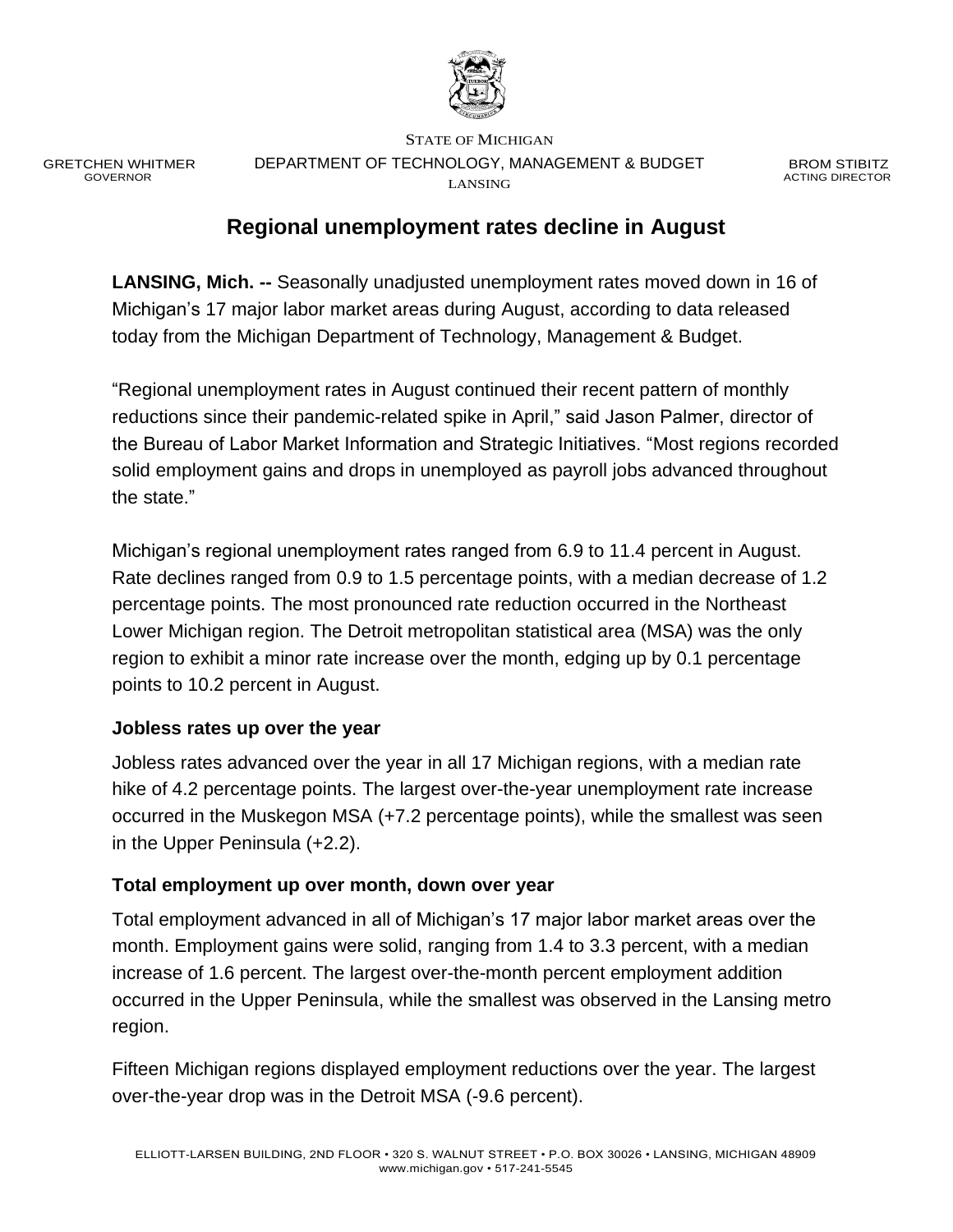STATE OF MICHIGAN

GRETCHEN WHITMER
GOVERNOR

DEPARTMENT OF TECHNOLOGY, MANAGEMENT & BUDGET
LANSING

BROM STIBITZ
ACTING DIRECTOR

# Regional unemployment rates decline in August

**LANSING, Mich. --** Seasonally unadjusted unemployment rates moved down in 16 of Michigan's 17 major labor market areas during August, according to data released today from the Michigan Department of Technology, Management & Budget.

"Regional unemployment rates in August continued their recent pattern of monthly reductions since their pandemic-related spike in April," said Jason Palmer, director of the Bureau of Labor Market Information and Strategic Initiatives. "Most regions recorded solid employment gains and drops in unemployed as payroll jobs advanced throughout the state."

Michigan's regional unemployment rates ranged from 6.9 to 11.4 percent in August. Rate declines ranged from 0.9 to 1.5 percentage points, with a median decrease of 1.2 percentage points. The most pronounced rate reduction occurred in the Northeast Lower Michigan region. The Detroit metropolitan statistical area (MSA) was the only region to exhibit a minor rate increase over the month, edging up by 0.1 percentage points to 10.2 percent in August.

### Jobless rates up over the year

Jobless rates advanced over the year in all 17 Michigan regions, with a median rate hike of 4.2 percentage points. The largest over-the-year unemployment rate increase occurred in the Muskegon MSA (+7.2 percentage points), while the smallest was seen in the Upper Peninsula (+2.2).

### Total employment up over month, down over year

Total employment advanced in all of Michigan's 17 major labor market areas over the month. Employment gains were solid, ranging from 1.4 to 3.3 percent, with a median increase of 1.6 percent. The largest over-the-month percent employment addition occurred in the Upper Peninsula, while the smallest was observed in the Lansing metro region.

Fifteen Michigan regions displayed employment reductions over the year. The largest over-the-year drop was in the Detroit MSA (-9.6 percent).

ELLIOTT-LARSEN BUILDING, 2ND FLOOR • 320 S. WALNUT STREET • P.O. BOX 30026 • LANSING, MICHIGAN 48909
www.michigan.gov • 517-241-5545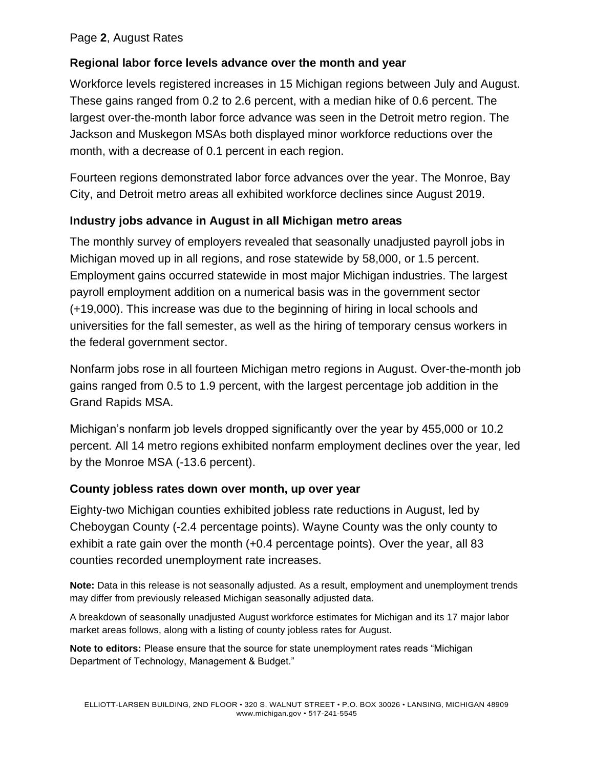## Regional labor force levels advance over the month and year

Workforce levels registered increases in 15 Michigan regions between July and August. These gains ranged from 0.2 to 2.6 percent, with a median hike of 0.6 percent. The largest over-the-month labor force advance was seen in the Detroit metro region. The Jackson and Muskegon MSAs both displayed minor workforce reductions over the month, with a decrease of 0.1 percent in each region.

Fourteen regions demonstrated labor force advances over the year. The Monroe, Bay City, and Detroit metro areas all exhibited workforce declines since August 2019.

## Industry jobs advance in August in all Michigan metro areas

The monthly survey of employers revealed that seasonally unadjusted payroll jobs in Michigan moved up in all regions, and rose statewide by 58,000, or 1.5 percent. Employment gains occurred statewide in most major Michigan industries. The largest payroll employment addition on a numerical basis was in the government sector (+19,000). This increase was due to the beginning of hiring in local schools and universities for the fall semester, as well as the hiring of temporary census workers in the federal government sector.

Nonfarm jobs rose in all fourteen Michigan metro regions in August. Over-the-month job gains ranged from 0.5 to 1.9 percent, with the largest percentage job addition in the Grand Rapids MSA.

Michigan's nonfarm job levels dropped significantly over the year by 455,000 or 10.2 percent. All 14 metro regions exhibited nonfarm employment declines over the year, led by the Monroe MSA (-13.6 percent).

## County jobless rates down over month, up over year

Eighty-two Michigan counties exhibited jobless rate reductions in August, led by Cheboygan County (-2.4 percentage points). Wayne County was the only county to exhibit a rate gain over the month (+0.4 percentage points). Over the year, all 83 counties recorded unemployment rate increases.

**Note:** Data in this release is not seasonally adjusted. As a result, employment and unemployment trends may differ from previously released Michigan seasonally adjusted data.

A breakdown of seasonally unadjusted August workforce estimates for Michigan and its 17 major labor market areas follows, along with a listing of county jobless rates for August.

**Note to editors:** Please ensure that the source for state unemployment rates reads "Michigan Department of Technology, Management & Budget."

ELLIOTT-LARSEN BUILDING, 2ND FLOOR • 320 S. WALNUT STREET • P.O. BOX 30026 • LANSING, MICHIGAN 48909
www.michigan.gov • 517-241-5545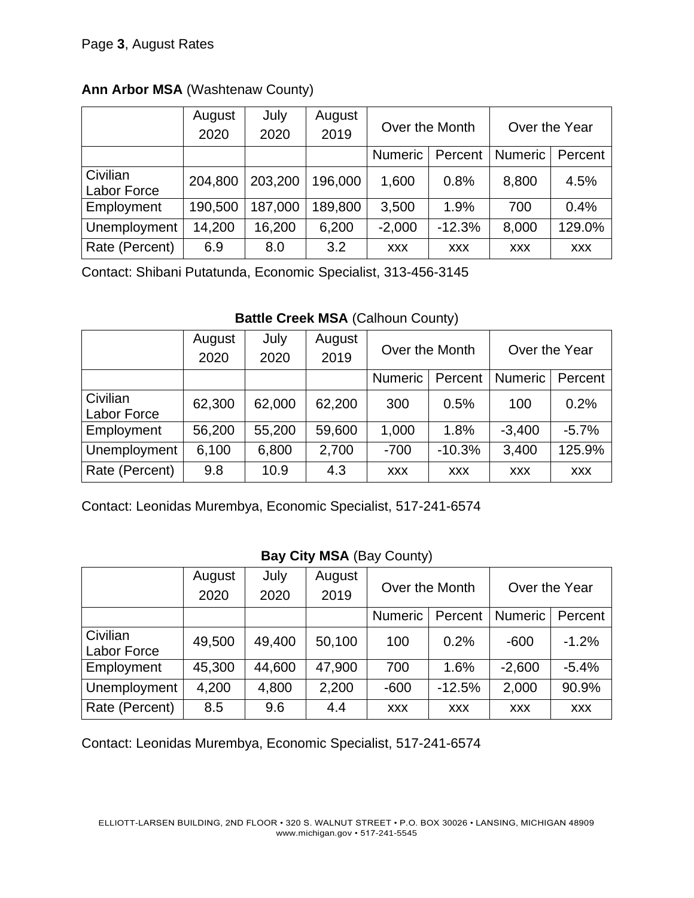**Ann Arbor MSA** (Washtenaw County)

| | August 2020 | July 2020 | August 2019 | Over the Month | | Over the Year | |
|---|---|---|---|---|---|---|---|
| | | | | Numeric | Percent | Numeric | Percent |
| Civilian Labor Force | 204,800 | 203,200 | 196,000 | 1,600 | 0.8% | 8,800 | 4.5% |
| Employment | 190,500 | 187,000 | 189,800 | 3,500 | 1.9% | 700 | 0.4% |
| Unemployment | 14,200 | 16,200 | 6,200 | -2,000 | -12.3% | 8,000 | 129.0% |
| Rate (Percent) | 6.9 | 8.0 | 3.2 | xxx | xxx | xxx | xxx |

Contact: Shibani Putatunda, Economic Specialist, 313-456-3145

**Battle Creek MSA** (Calhoun County)

| | August 2020 | July 2020 | August 2019 | Over the Month | | Over the Year | |
|---|---|---|---|---|---|---|---|
| | | | | Numeric | Percent | Numeric | Percent |
| Civilian Labor Force | 62,300 | 62,000 | 62,200 | 300 | 0.5% | 100 | 0.2% |
| Employment | 56,200 | 55,200 | 59,600 | 1,000 | 1.8% | -3,400 | -5.7% |
| Unemployment | 6,100 | 6,800 | 2,700 | -700 | -10.3% | 3,400 | 125.9% |
| Rate (Percent) | 9.8 | 10.9 | 4.3 | xxx | xxx | xxx | xxx |

Contact: Leonidas Murembya, Economic Specialist, 517-241-6574

**Bay City MSA** (Bay County)

| | August 2020 | July 2020 | August 2019 | Over the Month | | Over the Year | |
|---|---|---|---|---|---|---|---|
| | | | | Numeric | Percent | Numeric | Percent |
| Civilian Labor Force | 49,500 | 49,400 | 50,100 | 100 | 0.2% | -600 | -1.2% |
| Employment | 45,300 | 44,600 | 47,900 | 700 | 1.6% | -2,600 | -5.4% |
| Unemployment | 4,200 | 4,800 | 2,200 | -600 | -12.5% | 2,000 | 90.9% |
| Rate (Percent) | 8.5 | 9.6 | 4.4 | xxx | xxx | xxx | xxx |

Contact: Leonidas Murembya, Economic Specialist, 517-241-6574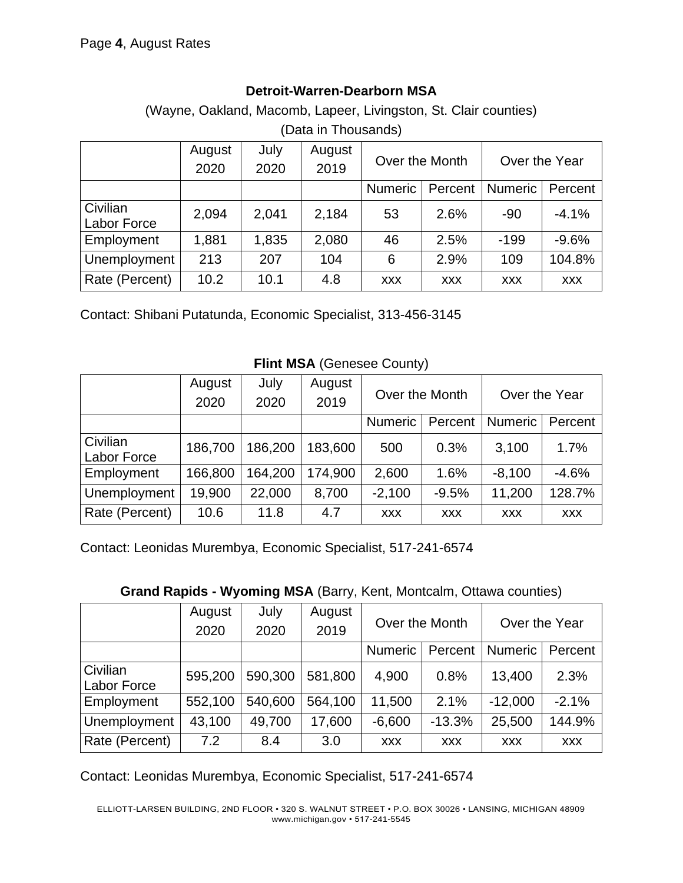### Detroit-Warren-Dearborn MSA

(Wayne, Oakland, Macomb, Lapeer, Livingston, St. Clair counties)

(Data in Thousands)

| | August 2020 | July 2020 | August 2019 | Over the Month | | Over the Year | |
|---|---|---|---|---|---|---|---|
| | | | | Numeric | Percent | Numeric | Percent |
| Civilian Labor Force | 2,094 | 2,041 | 2,184 | 53 | 2.6% | -90 | -4.1% |
| Employment | 1,881 | 1,835 | 2,080 | 46 | 2.5% | -199 | -9.6% |
| Unemployment | 213 | 207 | 104 | 6 | 2.9% | 109 | 104.8% |
| Rate (Percent) | 10.2 | 10.1 | 4.8 | xxx | xxx | xxx | xxx |

Contact: Shibani Putatunda, Economic Specialist, 313-456-3145

### Flint MSA (Genesee County)

| | August 2020 | July 2020 | August 2019 | Over the Month | | Over the Year | |
|---|---|---|---|---|---|---|---|
| | | | | Numeric | Percent | Numeric | Percent |
| Civilian Labor Force | 186,700 | 186,200 | 183,600 | 500 | 0.3% | 3,100 | 1.7% |
| Employment | 166,800 | 164,200 | 174,900 | 2,600 | 1.6% | -8,100 | -4.6% |
| Unemployment | 19,900 | 22,000 | 8,700 | -2,100 | -9.5% | 11,200 | 128.7% |
| Rate (Percent) | 10.6 | 11.8 | 4.7 | xxx | xxx | xxx | xxx |

Contact: Leonidas Murembya, Economic Specialist, 517-241-6574

### Grand Rapids - Wyoming MSA (Barry, Kent, Montcalm, Ottawa counties)

| | August 2020 | July 2020 | August 2019 | Over the Month | | Over the Year | |
|---|---|---|---|---|---|---|---|
| | | | | Numeric | Percent | Numeric | Percent |
| Civilian Labor Force | 595,200 | 590,300 | 581,800 | 4,900 | 0.8% | 13,400 | 2.3% |
| Employment | 552,100 | 540,600 | 564,100 | 11,500 | 2.1% | -12,000 | -2.1% |
| Unemployment | 43,100 | 49,700 | 17,600 | -6,600 | -13.3% | 25,500 | 144.9% |
| Rate (Percent) | 7.2 | 8.4 | 3.0 | xxx | xxx | xxx | xxx |

Contact: Leonidas Murembya, Economic Specialist, 517-241-6574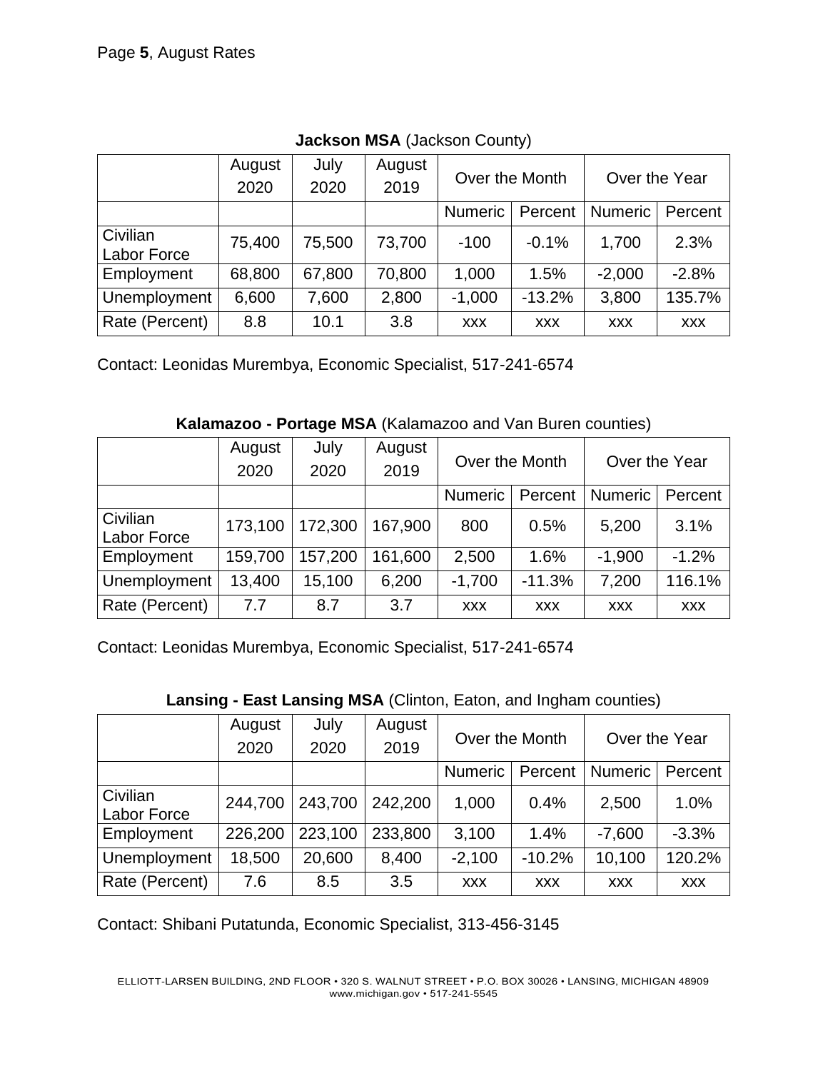**Jackson MSA** (Jackson County)

| | August 2020 | July 2020 | August 2019 | Over the Month | | Over the Year | |
|---|---|---|---|---|---|---|---|
| | | | | Numeric | Percent | Numeric | Percent |
| Civilian Labor Force | 75,400 | 75,500 | 73,700 | -100 | -0.1% | 1,700 | 2.3% |
| Employment | 68,800 | 67,800 | 70,800 | 1,000 | 1.5% | -2,000 | -2.8% |
| Unemployment | 6,600 | 7,600 | 2,800 | -1,000 | -13.2% | 3,800 | 135.7% |
| Rate (Percent) | 8.8 | 10.1 | 3.8 | xxx | xxx | xxx | xxx |

Contact: Leonidas Murembya, Economic Specialist, 517-241-6574

**Kalamazoo - Portage MSA** (Kalamazoo and Van Buren counties)

| | August 2020 | July 2020 | August 2019 | Over the Month | | Over the Year | |
|---|---|---|---|---|---|---|---|
| | | | | Numeric | Percent | Numeric | Percent |
| Civilian Labor Force | 173,100 | 172,300 | 167,900 | 800 | 0.5% | 5,200 | 3.1% |
| Employment | 159,700 | 157,200 | 161,600 | 2,500 | 1.6% | -1,900 | -1.2% |
| Unemployment | 13,400 | 15,100 | 6,200 | -1,700 | -11.3% | 7,200 | 116.1% |
| Rate (Percent) | 7.7 | 8.7 | 3.7 | xxx | xxx | xxx | xxx |

Contact: Leonidas Murembya, Economic Specialist, 517-241-6574

**Lansing - East Lansing MSA** (Clinton, Eaton, and Ingham counties)

| | August 2020 | July 2020 | August 2019 | Over the Month | | Over the Year | |
|---|---|---|---|---|---|---|---|
| | | | | Numeric | Percent | Numeric | Percent |
| Civilian Labor Force | 244,700 | 243,700 | 242,200 | 1,000 | 0.4% | 2,500 | 1.0% |
| Employment | 226,200 | 223,100 | 233,800 | 3,100 | 1.4% | -7,600 | -3.3% |
| Unemployment | 18,500 | 20,600 | 8,400 | -2,100 | -10.2% | 10,100 | 120.2% |
| Rate (Percent) | 7.6 | 8.5 | 3.5 | xxx | xxx | xxx | xxx |

Contact: Shibani Putatunda, Economic Specialist, 313-456-3145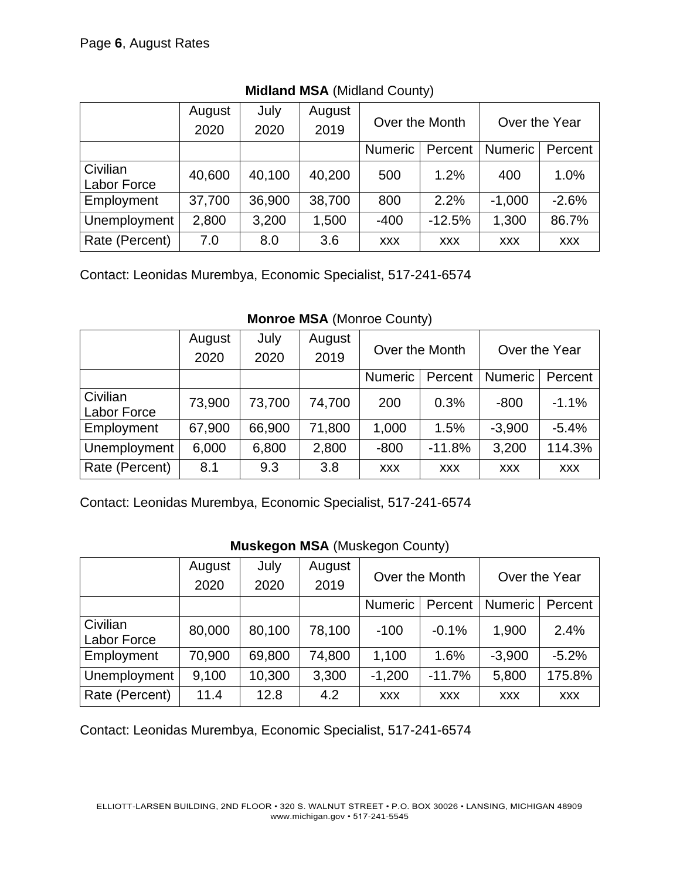Page **6**, August Rates

**Midland MSA** (Midland County)

| | August 2020 | July 2020 | August 2019 | Over the Month | | Over the Year | |
|---|---|---|---|---|---|---|---|
| | | | | Numeric | Percent | Numeric | Percent |
| Civilian Labor Force | 40,600 | 40,100 | 40,200 | 500 | 1.2% | 400 | 1.0% |
| Employment | 37,700 | 36,900 | 38,700 | 800 | 2.2% | -1,000 | -2.6% |
| Unemployment | 2,800 | 3,200 | 1,500 | -400 | -12.5% | 1,300 | 86.7% |
| Rate (Percent) | 7.0 | 8.0 | 3.6 | xxx | xxx | xxx | xxx |

Contact: Leonidas Murembya, Economic Specialist, 517-241-6574

**Monroe MSA** (Monroe County)

| | August 2020 | July 2020 | August 2019 | Over the Month | | Over the Year | |
|---|---|---|---|---|---|---|---|
| | | | | Numeric | Percent | Numeric | Percent |
| Civilian Labor Force | 73,900 | 73,700 | 74,700 | 200 | 0.3% | -800 | -1.1% |
| Employment | 67,900 | 66,900 | 71,800 | 1,000 | 1.5% | -3,900 | -5.4% |
| Unemployment | 6,000 | 6,800 | 2,800 | -800 | -11.8% | 3,200 | 114.3% |
| Rate (Percent) | 8.1 | 9.3 | 3.8 | xxx | xxx | xxx | xxx |

Contact: Leonidas Murembya, Economic Specialist, 517-241-6574

**Muskegon MSA** (Muskegon County)

| | August 2020 | July 2020 | August 2019 | Over the Month | | Over the Year | |
|---|---|---|---|---|---|---|---|
| | | | | Numeric | Percent | Numeric | Percent |
| Civilian Labor Force | 80,000 | 80,100 | 78,100 | -100 | -0.1% | 1,900 | 2.4% |
| Employment | 70,900 | 69,800 | 74,800 | 1,100 | 1.6% | -3,900 | -5.2% |
| Unemployment | 9,100 | 10,300 | 3,300 | -1,200 | -11.7% | 5,800 | 175.8% |
| Rate (Percent) | 11.4 | 12.8 | 4.2 | xxx | xxx | xxx | xxx |

Contact: Leonidas Murembya, Economic Specialist, 517-241-6574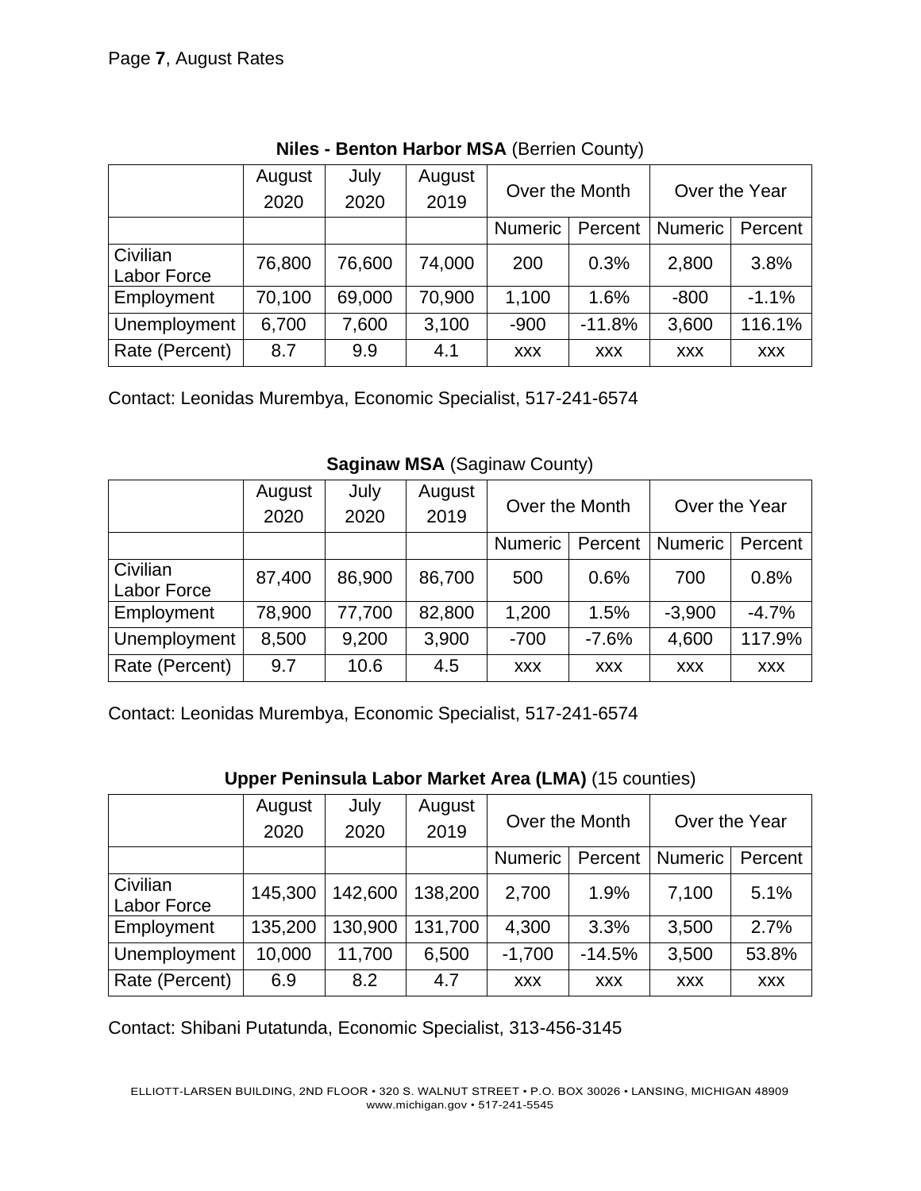**Niles - Benton Harbor MSA** (Berrien County)

| | August 2020 | July 2020 | August 2019 | Over the Month | | Over the Year | |
|---|---|---|---|---|---|---|---|
| | | | | Numeric | Percent | Numeric | Percent |
| Civilian Labor Force | 76,800 | 76,600 | 74,000 | 200 | 0.3% | 2,800 | 3.8% |
| Employment | 70,100 | 69,000 | 70,900 | 1,100 | 1.6% | -800 | -1.1% |
| Unemployment | 6,700 | 7,600 | 3,100 | -900 | -11.8% | 3,600 | 116.1% |
| Rate (Percent) | 8.7 | 9.9 | 4.1 | xxx | xxx | xxx | xxx |

Contact: Leonidas Murembya, Economic Specialist, 517-241-6574

**Saginaw MSA** (Saginaw County)

| | August 2020 | July 2020 | August 2019 | Over the Month | | Over the Year | |
|---|---|---|---|---|---|---|---|
| | | | | Numeric | Percent | Numeric | Percent |
| Civilian Labor Force | 87,400 | 86,900 | 86,700 | 500 | 0.6% | 700 | 0.8% |
| Employment | 78,900 | 77,700 | 82,800 | 1,200 | 1.5% | -3,900 | -4.7% |
| Unemployment | 8,500 | 9,200 | 3,900 | -700 | -7.6% | 4,600 | 117.9% |
| Rate (Percent) | 9.7 | 10.6 | 4.5 | xxx | xxx | xxx | xxx |

Contact: Leonidas Murembya, Economic Specialist, 517-241-6574

**Upper Peninsula Labor Market Area (LMA)** (15 counties)

| | August 2020 | July 2020 | August 2019 | Over the Month | | Over the Year | |
|---|---|---|---|---|---|---|---|
| | | | | Numeric | Percent | Numeric | Percent |
| Civilian Labor Force | 145,300 | 142,600 | 138,200 | 2,700 | 1.9% | 7,100 | 5.1% |
| Employment | 135,200 | 130,900 | 131,700 | 4,300 | 3.3% | 3,500 | 2.7% |
| Unemployment | 10,000 | 11,700 | 6,500 | -1,700 | -14.5% | 3,500 | 53.8% |
| Rate (Percent) | 6.9 | 8.2 | 4.7 | xxx | xxx | xxx | xxx |

Contact: Shibani Putatunda, Economic Specialist, 313-456-3145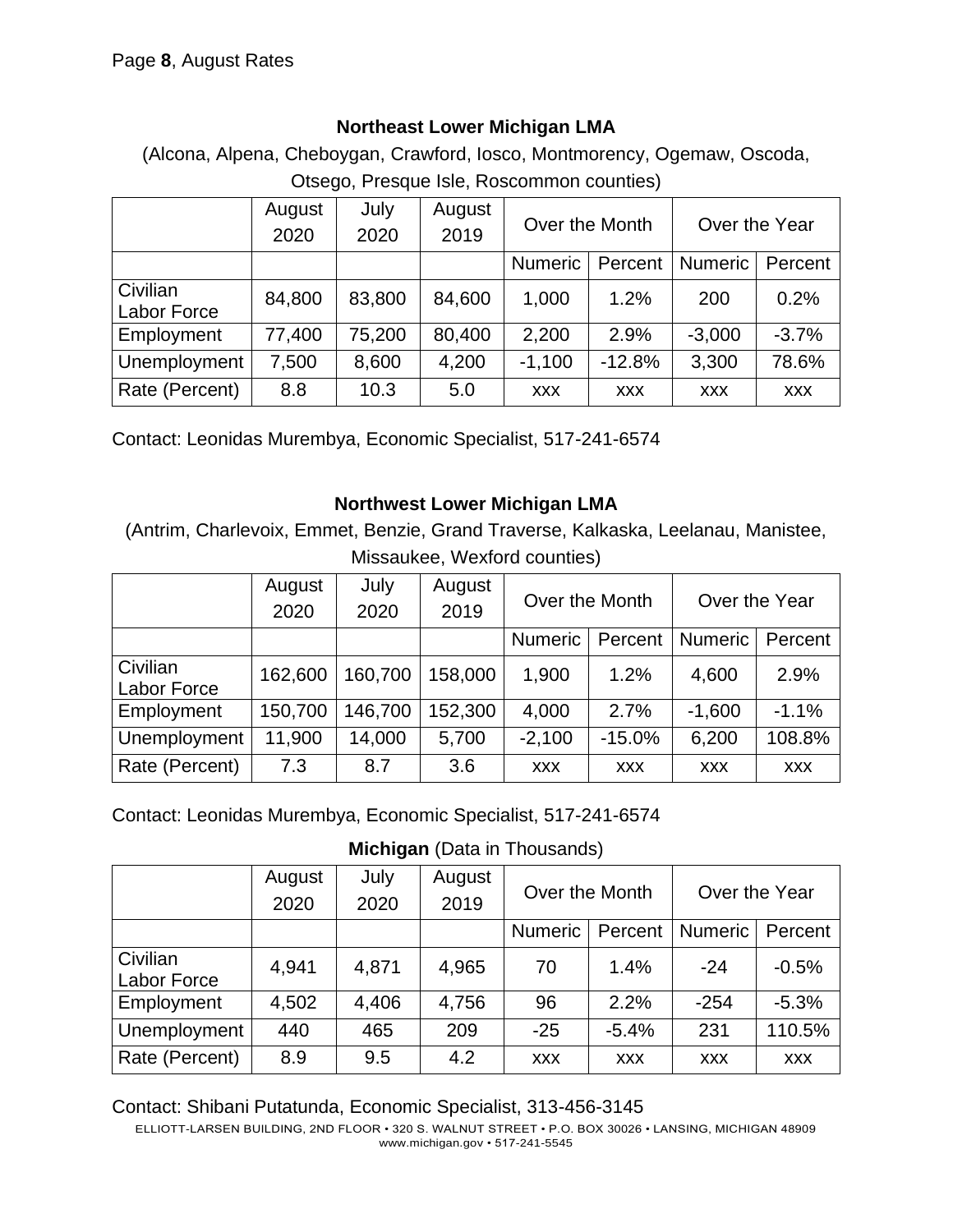### Northeast Lower Michigan LMA

(Alcona, Alpena, Cheboygan, Crawford, Iosco, Montmorency, Ogemaw, Oscoda, Otsego, Presque Isle, Roscommon counties)

| | August 2020 | July 2020 | August 2019 | Over the Month | | Over the Year | |
|---|---|---|---|---|---|---|---|
| | | | | Numeric | Percent | Numeric | Percent |
| Civilian Labor Force | 84,800 | 83,800 | 84,600 | 1,000 | 1.2% | 200 | 0.2% |
| Employment | 77,400 | 75,200 | 80,400 | 2,200 | 2.9% | -3,000 | -3.7% |
| Unemployment | 7,500 | 8,600 | 4,200 | -1,100 | -12.8% | 3,300 | 78.6% |
| Rate (Percent) | 8.8 | 10.3 | 5.0 | xxx | xxx | xxx | xxx |

Contact: Leonidas Murembya, Economic Specialist, 517-241-6574

### Northwest Lower Michigan LMA

(Antrim, Charlevoix, Emmet, Benzie, Grand Traverse, Kalkaska, Leelanau, Manistee, Missaukee, Wexford counties)

| | August 2020 | July 2020 | August 2019 | Over the Month | | Over the Year | |
|---|---|---|---|---|---|---|---|
| | | | | Numeric | Percent | Numeric | Percent |
| Civilian Labor Force | 162,600 | 160,700 | 158,000 | 1,900 | 1.2% | 4,600 | 2.9% |
| Employment | 150,700 | 146,700 | 152,300 | 4,000 | 2.7% | -1,600 | -1.1% |
| Unemployment | 11,900 | 14,000 | 5,700 | -2,100 | -15.0% | 6,200 | 108.8% |
| Rate (Percent) | 7.3 | 8.7 | 3.6 | xxx | xxx | xxx | xxx |

Contact: Leonidas Murembya, Economic Specialist, 517-241-6574

### **Michigan** (Data in Thousands)

| | August 2020 | July 2020 | August 2019 | Over the Month | | Over the Year | |
|---|---|---|---|---|---|---|---|
| | | | | Numeric | Percent | Numeric | Percent |
| Civilian Labor Force | 4,941 | 4,871 | 4,965 | 70 | 1.4% | -24 | -0.5% |
| Employment | 4,502 | 4,406 | 4,756 | 96 | 2.2% | -254 | -5.3% |
| Unemployment | 440 | 465 | 209 | -25 | -5.4% | 231 | 110.5% |
| Rate (Percent) | 8.9 | 9.5 | 4.2 | xxx | xxx | xxx | xxx |

Contact: Shibani Putatunda, Economic Specialist, 313-456-3145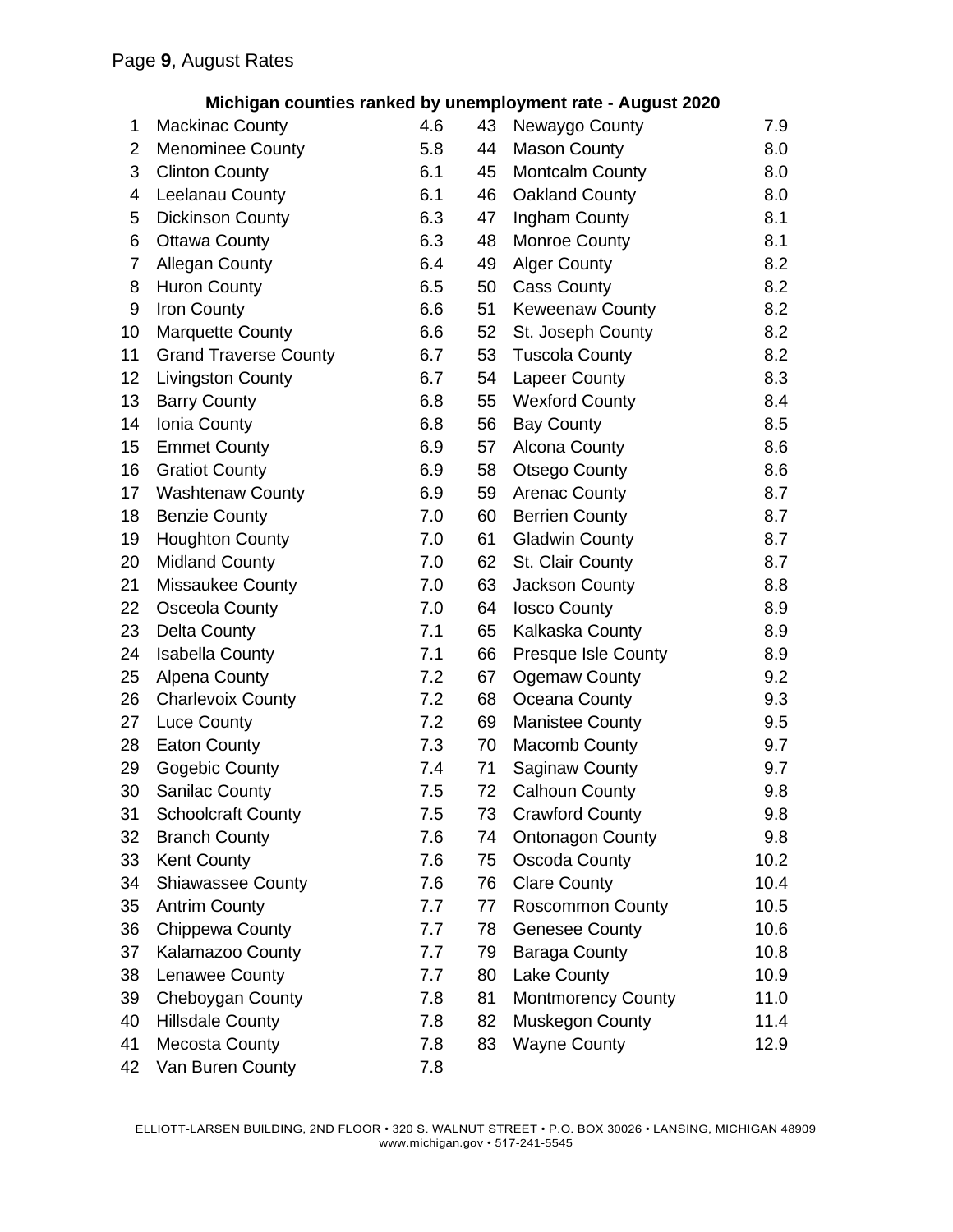Page **9**, August Rates

**Michigan counties ranked by unemployment rate - August 2020**

| | | | | | |
|---|---|---|---|---|---|
| 1 | Mackinac County | 4.6 | 43 | Newaygo County | 7.9 |
| 2 | Menominee County | 5.8 | 44 | Mason County | 8.0 |
| 3 | Clinton County | 6.1 | 45 | Montcalm County | 8.0 |
| 4 | Leelanau County | 6.1 | 46 | Oakland County | 8.0 |
| 5 | Dickinson County | 6.3 | 47 | Ingham County | 8.1 |
| 6 | Ottawa County | 6.3 | 48 | Monroe County | 8.1 |
| 7 | Allegan County | 6.4 | 49 | Alger County | 8.2 |
| 8 | Huron County | 6.5 | 50 | Cass County | 8.2 |
| 9 | Iron County | 6.6 | 51 | Keweenaw County | 8.2 |
| 10 | Marquette County | 6.6 | 52 | St. Joseph County | 8.2 |
| 11 | Grand Traverse County | 6.7 | 53 | Tuscola County | 8.2 |
| 12 | Livingston County | 6.7 | 54 | Lapeer County | 8.3 |
| 13 | Barry County | 6.8 | 55 | Wexford County | 8.4 |
| 14 | Ionia County | 6.8 | 56 | Bay County | 8.5 |
| 15 | Emmet County | 6.9 | 57 | Alcona County | 8.6 |
| 16 | Gratiot County | 6.9 | 58 | Otsego County | 8.6 |
| 17 | Washtenaw County | 6.9 | 59 | Arenac County | 8.7 |
| 18 | Benzie County | 7.0 | 60 | Berrien County | 8.7 |
| 19 | Houghton County | 7.0 | 61 | Gladwin County | 8.7 |
| 20 | Midland County | 7.0 | 62 | St. Clair County | 8.7 |
| 21 | Missaukee County | 7.0 | 63 | Jackson County | 8.8 |
| 22 | Osceola County | 7.0 | 64 | Iosco County | 8.9 |
| 23 | Delta County | 7.1 | 65 | Kalkaska County | 8.9 |
| 24 | Isabella County | 7.1 | 66 | Presque Isle County | 8.9 |
| 25 | Alpena County | 7.2 | 67 | Ogemaw County | 9.2 |
| 26 | Charlevoix County | 7.2 | 68 | Oceana County | 9.3 |
| 27 | Luce County | 7.2 | 69 | Manistee County | 9.5 |
| 28 | Eaton County | 7.3 | 70 | Macomb County | 9.7 |
| 29 | Gogebic County | 7.4 | 71 | Saginaw County | 9.7 |
| 30 | Sanilac County | 7.5 | 72 | Calhoun County | 9.8 |
| 31 | Schoolcraft County | 7.5 | 73 | Crawford County | 9.8 |
| 32 | Branch County | 7.6 | 74 | Ontonagon County | 9.8 |
| 33 | Kent County | 7.6 | 75 | Oscoda County | 10.2 |
| 34 | Shiawassee County | 7.6 | 76 | Clare County | 10.4 |
| 35 | Antrim County | 7.7 | 77 | Roscommon County | 10.5 |
| 36 | Chippewa County | 7.7 | 78 | Genesee County | 10.6 |
| 37 | Kalamazoo County | 7.7 | 79 | Baraga County | 10.8 |
| 38 | Lenawee County | 7.7 | 80 | Lake County | 10.9 |
| 39 | Cheboygan County | 7.8 | 81 | Montmorency County | 11.0 |
| 40 | Hillsdale County | 7.8 | 82 | Muskegon County | 11.4 |
| 41 | Mecosta County | 7.8 | 83 | Wayne County | 12.9 |
| 42 | Van Buren County | 7.8 | | | |

ELLIOTT-LARSEN BUILDING, 2ND FLOOR • 320 S. WALNUT STREET • P.O. BOX 30026 • LANSING, MICHIGAN 48909
www.michigan.gov • 517-241-5545